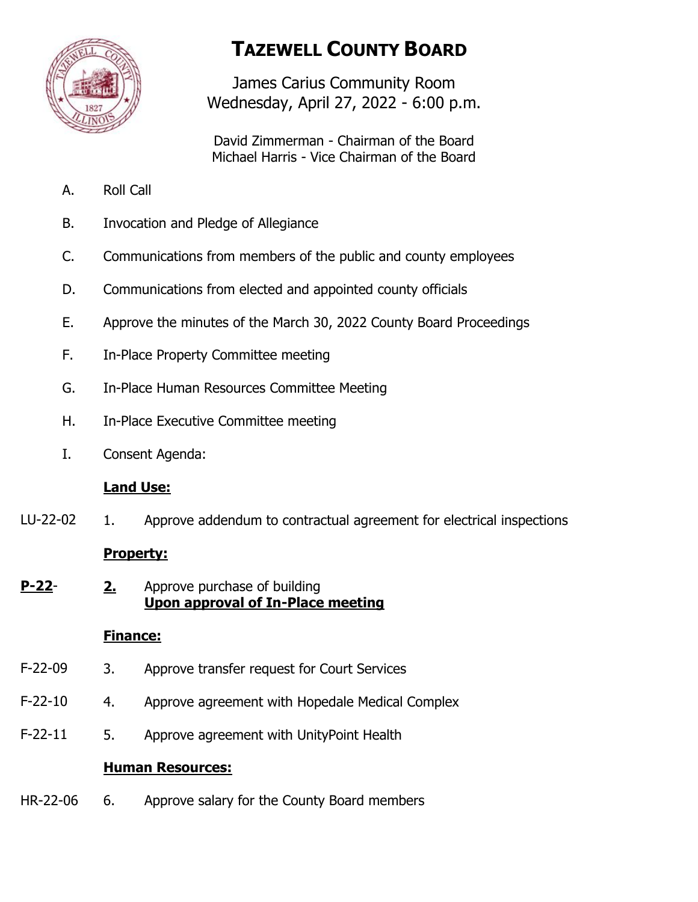# TAZEWELL COUNTY BOARD

James Carius Community Room
Wednesday, April 27, 2022 - 6:00 p.m.

David Zimmerman - Chairman of the Board
Michael Harris - Vice Chairman of the Board

A. Roll Call

B. Invocation and Pledge of Allegiance

C. Communications from members of the public and county employees

D. Communications from elected and appointed county officials

E. Approve the minutes of the March 30, 2022 County Board Proceedings

F. In-Place Property Committee meeting

G. In-Place Human Resources Committee Meeting

H. In-Place Executive Committee meeting

I. Consent Agenda:

**Land Use:**

LU-22-02 1. Approve addendum to contractual agreement for electrical inspections

**Property:**

**P-22**- **2.** Approve purchase of building
**Upon approval of In-Place meeting**

**Finance:**

F-22-09 3. Approve transfer request for Court Services

F-22-10 4. Approve agreement with Hopedale Medical Complex

F-22-11 5. Approve agreement with UnityPoint Health

**Human Resources:**

HR-22-06 6. Approve salary for the County Board members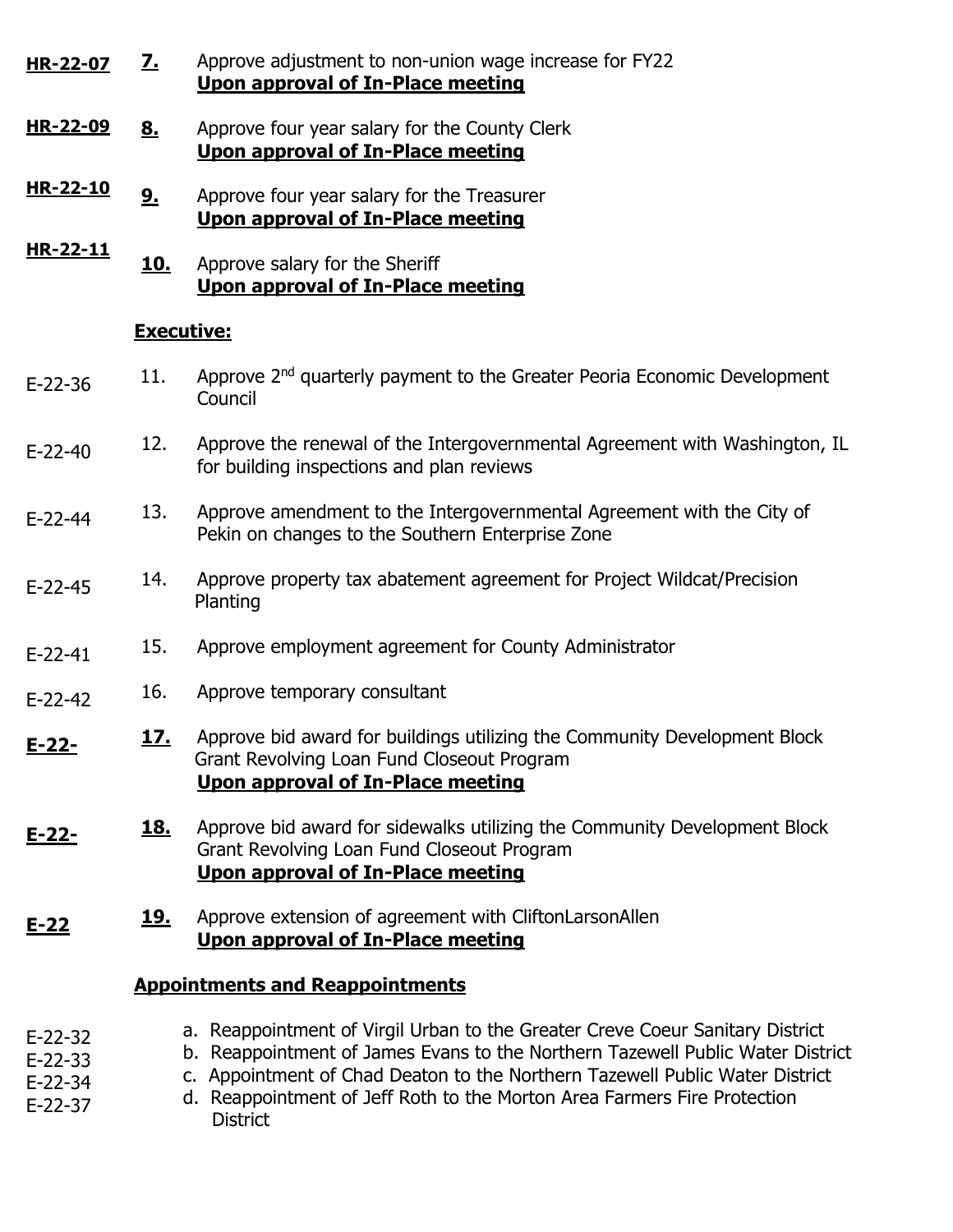**HR-22-07** **7.** Approve adjustment to non-union wage increase for FY22
**Upon approval of In-Place meeting**

**HR-22-09** **8.** Approve four year salary for the County Clerk
**Upon approval of In-Place meeting**

**HR-22-10** **9.** Approve four year salary for the Treasurer
**Upon approval of In-Place meeting**

**HR-22-11** **10.** Approve salary for the Sheriff
**Upon approval of In-Place meeting**

**Executive:**

E-22-36 11. Approve 2nd quarterly payment to the Greater Peoria Economic Development Council

E-22-40 12. Approve the renewal of the Intergovernmental Agreement with Washington, IL for building inspections and plan reviews

E-22-44 13. Approve amendment to the Intergovernmental Agreement with the City of Pekin on changes to the Southern Enterprise Zone

E-22-45 14. Approve property tax abatement agreement for Project Wildcat/Precision Planting

E-22-41 15. Approve employment agreement for County Administrator

E-22-42 16. Approve temporary consultant

**E-22-** **17.** Approve bid award for buildings utilizing the Community Development Block Grant Revolving Loan Fund Closeout Program
**Upon approval of In-Place meeting**

**E-22-** **18.** Approve bid award for sidewalks utilizing the Community Development Block Grant Revolving Loan Fund Closeout Program
**Upon approval of In-Place meeting**

**E-22** **19.** Approve extension of agreement with CliftonLarsonAllen
**Upon approval of In-Place meeting**

**Appointments and Reappointments**

E-22-32 a. Reappointment of Virgil Urban to the Greater Creve Coeur Sanitary District
E-22-33 b. Reappointment of James Evans to the Northern Tazewell Public Water District
E-22-34 c. Appointment of Chad Deaton to the Northern Tazewell Public Water District
E-22-37 d. Reappointment of Jeff Roth to the Morton Area Farmers Fire Protection District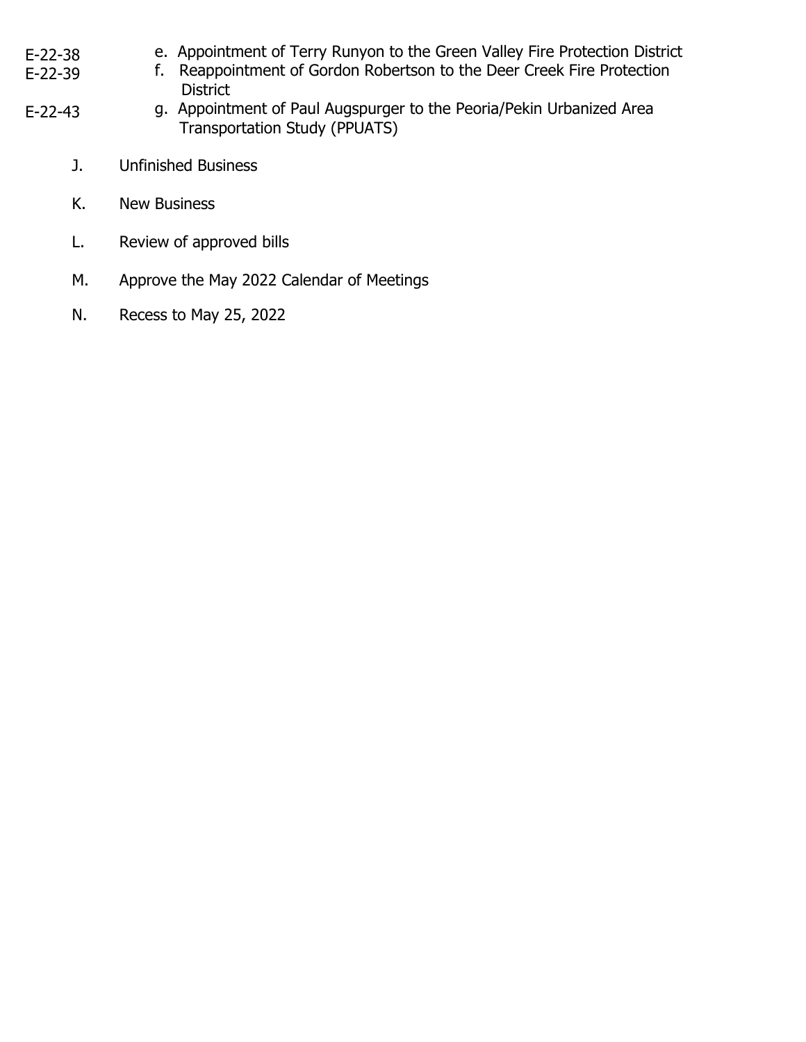E-22-38 e. Appointment of Terry Runyon to the Green Valley Fire Protection District

E-22-39 f. Reappointment of Gordon Robertson to the Deer Creek Fire Protection District

E-22-43 g. Appointment of Paul Augspurger to the Peoria/Pekin Urbanized Area Transportation Study (PPUATS)

J. Unfinished Business

K. New Business

L. Review of approved bills

M. Approve the May 2022 Calendar of Meetings

N. Recess to May 25, 2022